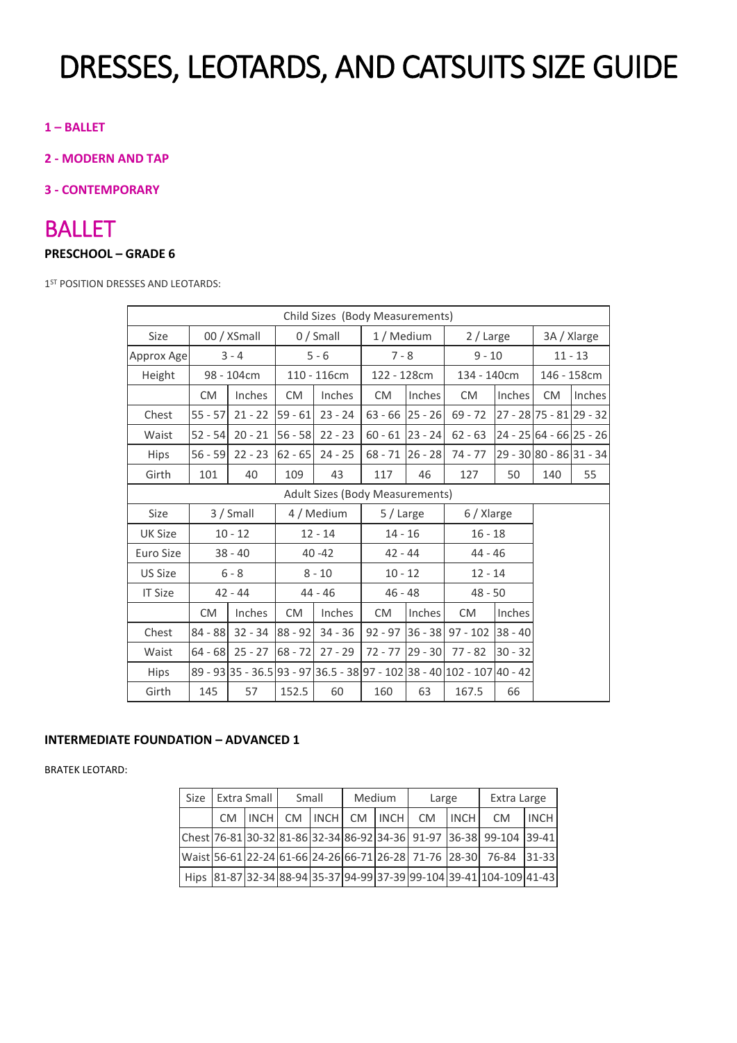# DRESSES, LEOTARDS, AND CATSUITS SIZE GUIDE

**1 – BALLET**

**2 - MODERN AND TAP**

**3 - CONTEMPORARY**

# BALLET

**PRESCHOOL – GRADE 6**

1ST POSITION DRESSES AND LEOTARDS:

| Child Sizes (Body Measurements) | | | | | | | | | | |
|---|---|---|---|---|---|---|---|---|---|---|
| Size | 00 / XSmall | | 0 / Small | | 1 / Medium | | 2 / Large | | 3A / Xlarge | |
| Approx Age | 3 - 4 | | 5 - 6 | | 7 - 8 | | 9 - 10 | | 11 - 13 | |
| Height | 98 - 104cm | | 110 - 116cm | | 122 - 128cm | | 134 - 140cm | | 146 - 158cm | |
| | CM | Inches | CM | Inches | CM | Inches | CM | Inches | CM | Inches |
| Chest | 55 - 57 | 21 - 22 | 59 - 61 | 23 - 24 | 63 - 66 | 25 - 26 | 69 - 72 | 27 - 28 | 75 - 81 | 29 - 32 |
| Waist | 52 - 54 | 20 - 21 | 56 - 58 | 22 - 23 | 60 - 61 | 23 - 24 | 62 - 63 | 24 - 25 | 64 - 66 | 25 - 26 |
| Hips | 56 - 59 | 22 - 23 | 62 - 65 | 24 - 25 | 68 - 71 | 26 - 28 | 74 - 77 | 29 - 30 | 80 - 86 | 31 - 34 |
| Girth | 101 | 40 | 109 | 43 | 117 | 46 | 127 | 50 | 140 | 55 |
| Adult Sizes (Body Measurements) | | | | | | | | | | |
| Size | 3 / Small | | 4 / Medium | | 5 / Large | | 6 / Xlarge | | | |
| UK Size | 10 - 12 | | 12 - 14 | | 14 - 16 | | 16 - 18 | | | |
| Euro Size | 38 - 40 | | 40 -42 | | 42 - 44 | | 44 - 46 | | | |
| US Size | 6 - 8 | | 8 - 10 | | 10 - 12 | | 12 - 14 | | | |
| IT Size | 42 - 44 | | 44 - 46 | | 46 - 48 | | 48 - 50 | | | |
| | CM | Inches | CM | Inches | CM | Inches | CM | Inches | | |
| Chest | 84 - 88 | 32 - 34 | 88 - 92 | 34 - 36 | 92 - 97 | 36 - 38 | 97 - 102 | 38 - 40 | | |
| Waist | 64 - 68 | 25 - 27 | 68 - 72 | 27 - 29 | 72 - 77 | 29 - 30 | 77 - 82 | 30 - 32 | | |
| Hips | 89 - 93 | 35 - 36.5 | 93 - 97 | 36.5 - 38 | 97 - 102 | 38 - 40 | 102 - 107 | 40 - 42 | | |
| Girth | 145 | 57 | 152.5 | 60 | 160 | 63 | 167.5 | 66 | | |

**INTERMEDIATE FOUNDATION – ADVANCED 1**

BRATEK LEOTARD:

| Size | Extra Small | | Small | | Medium | | Large | | Extra Large | |
|---|---|---|---|---|---|---|---|---|---|---|
| | CM | INCH | CM | INCH | CM | INCH | CM | INCH | CM | INCH |
| Chest | 76-81 | 30-32 | 81-86 | 32-34 | 86-92 | 34-36 | 91-97 | 36-38 | 99-104 | 39-41 |
| Waist | 56-61 | 22-24 | 61-66 | 24-26 | 66-71 | 26-28 | 71-76 | 28-30 | 76-84 | 31-33 |
| Hips | 81-87 | 32-34 | 88-94 | 35-37 | 94-99 | 37-39 | 99-104 | 39-41 | 104-109 | 41-43 |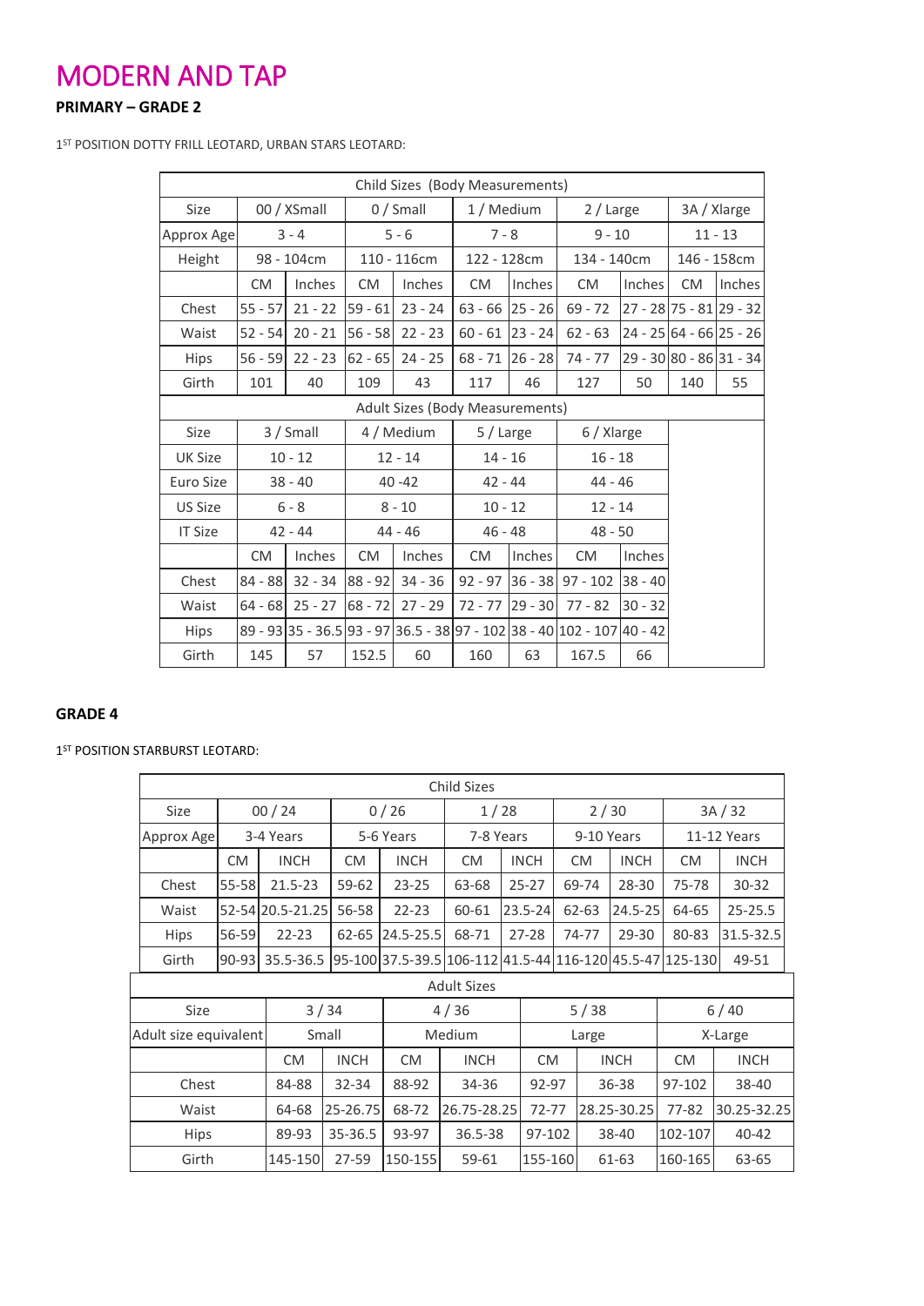# MODERN AND TAP

**PRIMARY – GRADE 2**

1ST POSITION DOTTY FRILL LEOTARD, URBAN STARS LEOTARD:

| Child Sizes (Body Measurements) | | | | | | | | | | |
|---|---|---|---|---|---|---|---|---|---|---|
| Size | 00 / XSmall | | 0 / Small | | 1 / Medium | | 2 / Large | | 3A / Xlarge | |
| Approx Age | 3 - 4 | | 5 - 6 | | 7 - 8 | | 9 - 10 | | 11 - 13 | |
| Height | 98 - 104cm | | 110 - 116cm | | 122 - 128cm | | 134 - 140cm | | 146 - 158cm | |
| | CM | Inches | CM | Inches | CM | Inches | CM | Inches | CM | Inches |
| Chest | 55 - 57 | 21 - 22 | 59 - 61 | 23 - 24 | 63 - 66 | 25 - 26 | 69 - 72 | 27 - 28 | 75 - 81 | 29 - 32 |
| Waist | 52 - 54 | 20 - 21 | 56 - 58 | 22 - 23 | 60 - 61 | 23 - 24 | 62 - 63 | 24 - 25 | 64 - 66 | 25 - 26 |
| Hips | 56 - 59 | 22 - 23 | 62 - 65 | 24 - 25 | 68 - 71 | 26 - 28 | 74 - 77 | 29 - 30 | 80 - 86 | 31 - 34 |
| Girth | 101 | 40 | 109 | 43 | 117 | 46 | 127 | 50 | 140 | 55 |
| Adult Sizes (Body Measurements) | | | | | | | | | | |
| Size | 3 / Small | | 4 / Medium | | 5 / Large | | 6 / Xlarge | | | |
| UK Size | 10 - 12 | | 12 - 14 | | 14 - 16 | | 16 - 18 | | | |
| Euro Size | 38 - 40 | | 40 -42 | | 42 - 44 | | 44 - 46 | | | |
| US Size | 6 - 8 | | 8 - 10 | | 10 - 12 | | 12 - 14 | | | |
| IT Size | 42 - 44 | | 44 - 46 | | 46 - 48 | | 48 - 50 | | | |
| | CM | Inches | CM | Inches | CM | Inches | CM | Inches | | |
| Chest | 84 - 88 | 32 - 34 | 88 - 92 | 34 - 36 | 92 - 97 | 36 - 38 | 97 - 102 | 38 - 40 | | |
| Waist | 64 - 68 | 25 - 27 | 68 - 72 | 27 - 29 | 72 - 77 | 29 - 30 | 77 - 82 | 30 - 32 | | |
| Hips | 89 - 93 | 35 - 36.5 | 93 - 97 | 36.5 - 38 | 97 - 102 | 38 - 40 | 102 - 107 | 40 - 42 | | |
| Girth | 145 | 57 | 152.5 | 60 | 160 | 63 | 167.5 | 66 | | |

**GRADE 4**

1ST POSITION STARBURST LEOTARD:

| Child Sizes | | | | | | | | | | |
|---|---|---|---|---|---|---|---|---|---|---|
| Size | 00 / 24 | | 0 / 26 | | 1 / 28 | | 2 / 30 | | 3A / 32 | |
| Approx Age | 3-4 Years | | 5-6 Years | | 7-8 Years | | 9-10 Years | | 11-12 Years | |
| | CM | INCH | CM | INCH | CM | INCH | CM | INCH | CM | INCH |
| Chest | 55-58 | 21.5-23 | 59-62 | 23-25 | 63-68 | 25-27 | 69-74 | 28-30 | 75-78 | 30-32 |
| Waist | 52-54 | 20.5-21.25 | 56-58 | 22-23 | 60-61 | 23.5-24 | 62-63 | 24.5-25 | 64-65 | 25-25.5 |
| Hips | 56-59 | 22-23 | 62-65 | 24.5-25.5 | 68-71 | 27-28 | 74-77 | 29-30 | 80-83 | 31.5-32.5 |
| Girth | 90-93 | 35.5-36.5 | 95-100 | 37.5-39.5 | 106-112 | 41.5-44 | 116-120 | 45.5-47 | 125-130 | 49-51 |

| Adult Sizes | | | | | | | | |
|---|---|---|---|---|---|---|---|---|
| Size | 3 / 34 | | 4 / 36 | | 5 / 38 | | 6 / 40 | |
| Adult size equivalent | Small | | Medium | | Large | | X-Large | |
| | CM | INCH | CM | INCH | CM | INCH | CM | INCH |
| Chest | 84-88 | 32-34 | 88-92 | 34-36 | 92-97 | 36-38 | 97-102 | 38-40 |
| Waist | 64-68 | 25-26.75 | 68-72 | 26.75-28.25 | 72-77 | 28.25-30.25 | 77-82 | 30.25-32.25 |
| Hips | 89-93 | 35-36.5 | 93-97 | 36.5-38 | 97-102 | 38-40 | 102-107 | 40-42 |
| Girth | 145-150 | 27-59 | 150-155 | 59-61 | 155-160 | 61-63 | 160-165 | 63-65 |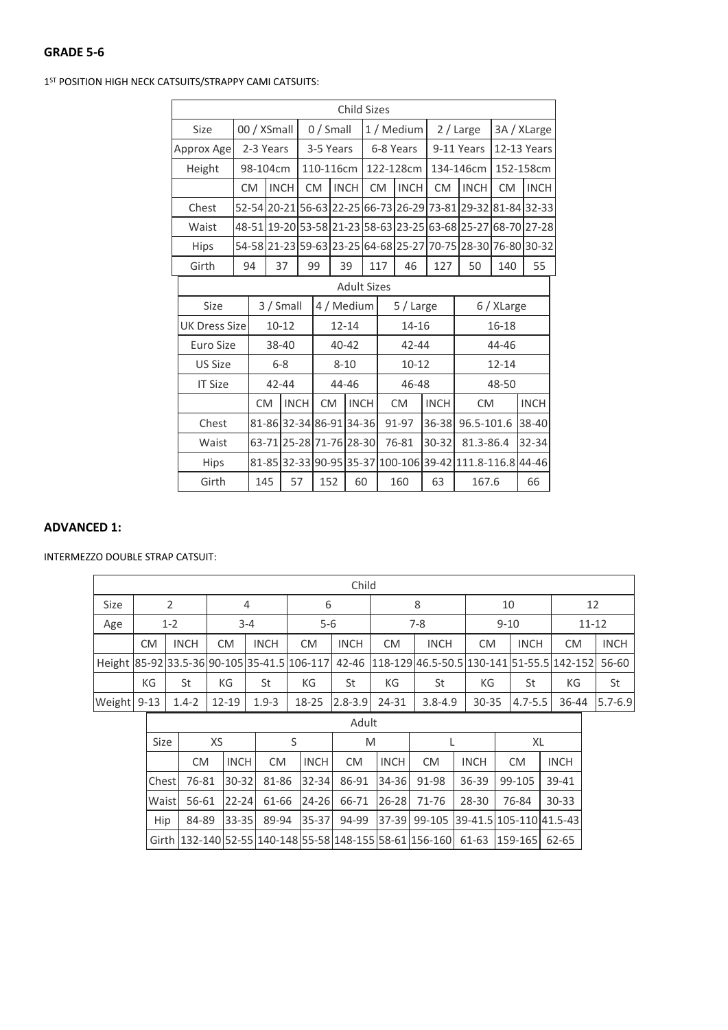## GRADE 5-6

1ST POSITION HIGH NECK CATSUITS/STRAPPY CAMI CATSUITS:

| Child Sizes | | | | | | | | | | |
|---|---|---|---|---|---|---|---|---|---|---|
| Size | 00 / XSmall | | 0 / Small | | 1 / Medium | | 2 / Large | | 3A / XLarge | |
| Approx Age | 2-3 Years | | 3-5 Years | | 6-8 Years | | 9-11 Years | | 12-13 Years | |
| Height | 98-104cm | | 110-116cm | | 122-128cm | | 134-146cm | | 152-158cm | |
| | CM | INCH | CM | INCH | CM | INCH | CM | INCH | CM | INCH |
| Chest | 52-54 | 20-21 | 56-63 | 22-25 | 66-73 | 26-29 | 73-81 | 29-32 | 81-84 | 32-33 |
| Waist | 48-51 | 19-20 | 53-58 | 21-23 | 58-63 | 23-25 | 63-68 | 25-27 | 68-70 | 27-28 |
| Hips | 54-58 | 21-23 | 59-63 | 23-25 | 64-68 | 25-27 | 70-75 | 28-30 | 76-80 | 30-32 |
| Girth | 94 | 37 | 99 | 39 | 117 | 46 | 127 | 50 | 140 | 55 |

| Adult Sizes | | | | | | | | |
|---|---|---|---|---|---|---|---|---|
| Size | 3 / Small | | 4 / Medium | | 5 / Large | | 6 / XLarge | |
| UK Dress Size | 10-12 | | 12-14 | | 14-16 | | 16-18 | |
| Euro Size | 38-40 | | 40-42 | | 42-44 | | 44-46 | |
| US Size | 6-8 | | 8-10 | | 10-12 | | 12-14 | |
| IT Size | 42-44 | | 44-46 | | 46-48 | | 48-50 | |
| | CM | INCH | CM | INCH | CM | INCH | CM | INCH |
| Chest | 81-86 | 32-34 | 86-91 | 34-36 | 91-97 | 36-38 | 96.5-101.6 | 38-40 |
| Waist | 63-71 | 25-28 | 71-76 | 28-30 | 76-81 | 30-32 | 81.3-86.4 | 32-34 |
| Hips | 81-85 | 32-33 | 90-95 | 35-37 | 100-106 | 39-42 | 111.8-116.8 | 44-46 |
| Girth | 145 | 57 | 152 | 60 | 160 | 63 | 167.6 | 66 |

## ADVANCED 1:

INTERMEZZO DOUBLE STRAP CATSUIT:

| Child | | | | | | | | | | | | |
|---|---|---|---|---|---|---|---|---|---|---|---|---|
| Size | 2 | | 4 | | 6 | | 8 | | 10 | | 12 | |
| Age | 1-2 | | 3-4 | | 5-6 | | 7-8 | | 9-10 | | 11-12 | |
| | CM | INCH | CM | INCH | CM | INCH | CM | INCH | CM | INCH | CM | INCH |
| Height | 85-92 | 33.5-36 | 90-105 | 35-41.5 | 106-117 | 42-46 | 118-129 | 46.5-50.5 | 130-141 | 51-55.5 | 142-152 | 56-60 |
| | KG | St | KG | St | KG | St | KG | St | KG | St | KG | St |
| Weight | 9-13 | 1.4-2 | 12-19 | 1.9-3 | 18-25 | 2.8-3.9 | 24-31 | 3.8-4.9 | 30-35 | 4.7-5.5 | 36-44 | 5.7-6.9 |

| Adult | | | | | | | | | | |
|---|---|---|---|---|---|---|---|---|---|---|
| Size | XS | | S | | M | | L | | XL | |
| | CM | INCH | CM | INCH | CM | INCH | CM | INCH | CM | INCH |
| Chest | 76-81 | 30-32 | 81-86 | 32-34 | 86-91 | 34-36 | 91-98 | 36-39 | 99-105 | 39-41 |
| Waist | 56-61 | 22-24 | 61-66 | 24-26 | 66-71 | 26-28 | 71-76 | 28-30 | 76-84 | 30-33 |
| Hip | 84-89 | 33-35 | 89-94 | 35-37 | 94-99 | 37-39 | 99-105 | 39-41.5 | 105-110 | 41.5-43 |
| Girth | 132-140 | 52-55 | 140-148 | 55-58 | 148-155 | 58-61 | 156-160 | 61-63 | 159-165 | 62-65 |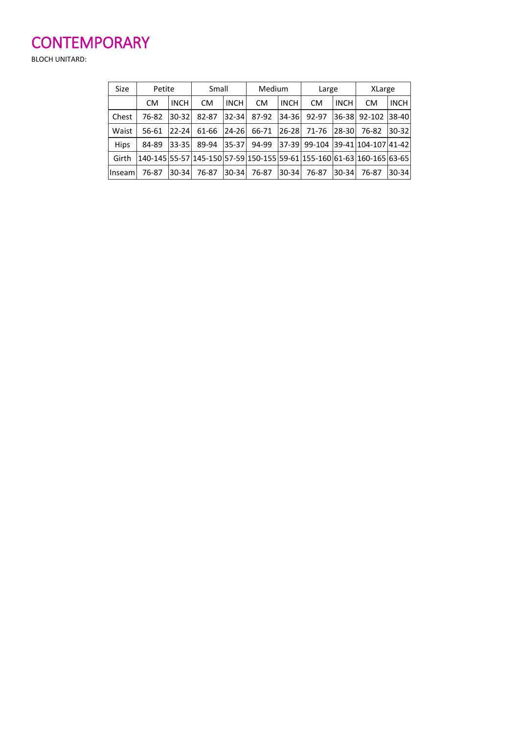# CONTEMPORARY

BLOCH UNITARD:

| Size | Petite | | Small | | Medium | | Large | | XLarge | |
|---|---|---|---|---|---|---|---|---|---|---|
| | CM | INCH | CM | INCH | CM | INCH | CM | INCH | CM | INCH |
| Chest | 76-82 | 30-32 | 82-87 | 32-34 | 87-92 | 34-36 | 92-97 | 36-38 | 92-102 | 38-40 |
| Waist | 56-61 | 22-24 | 61-66 | 24-26 | 66-71 | 26-28 | 71-76 | 28-30 | 76-82 | 30-32 |
| Hips | 84-89 | 33-35 | 89-94 | 35-37 | 94-99 | 37-39 | 99-104 | 39-41 | 104-107 | 41-42 |
| Girth | 140-145 | 55-57 | 145-150 | 57-59 | 150-155 | 59-61 | 155-160 | 61-63 | 160-165 | 63-65 |
| Inseam | 76-87 | 30-34 | 76-87 | 30-34 | 76-87 | 30-34 | 76-87 | 30-34 | 76-87 | 30-34 |